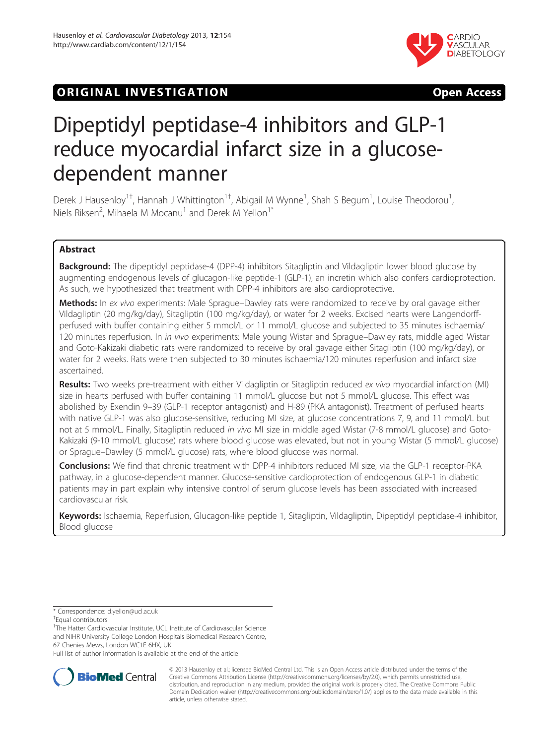ORIGINAL INVESTIGATION Open Access

# Dipeptidyl peptidase-4 inhibitors and GLP-1 reduce myocardial infarct size in a glucose-dependent manner

Derek J Hausenloy[1†], Hannah J Whittington[1†], Abigail M Wynne[1], Shah S Begum[1], Louise Theodorou[1], Niels Riksen[2], Mihaela M Mocanu[1] and Derek M Yellon[1*]

## Abstract

**Background:** The dipeptidyl peptidase-4 (DPP-4) inhibitors Sitagliptin and Vildagliptin lower blood glucose by augmenting endogenous levels of glucagon-like peptide-1 (GLP-1), an incretin which also confers cardioprotection. As such, we hypothesized that treatment with DPP-4 inhibitors are also cardioprotective.

**Methods:** In *ex vivo* experiments: Male Sprague–Dawley rats were randomized to receive by oral gavage either Vildagliptin (20 mg/kg/day), Sitagliptin (100 mg/kg/day), or water for 2 weeks. Excised hearts were Langendorff-perfused with buffer containing either 5 mmol/L or 11 mmol/L glucose and subjected to 35 minutes ischaemia/120 minutes reperfusion. In *in vivo* experiments: Male young Wistar and Sprague–Dawley rats, middle aged Wistar and Goto-Kakizaki diabetic rats were randomized to receive by oral gavage either Sitagliptin (100 mg/kg/day), or water for 2 weeks. Rats were then subjected to 30 minutes ischaemia/120 minutes reperfusion and infarct size ascertained.

**Results:** Two weeks pre-treatment with either Vildagliptin or Sitagliptin reduced *ex vivo* myocardial infarction (MI) size in hearts perfused with buffer containing 11 mmol/L glucose but not 5 mmol/L glucose. This effect was abolished by Exendin 9–39 (GLP-1 receptor antagonist) and H-89 (PKA antagonist). Treatment of perfused hearts with native GLP-1 was also glucose-sensitive, reducing MI size, at glucose concentrations 7, 9, and 11 mmol/L but not at 5 mmol/L. Finally, Sitagliptin reduced *in vivo* MI size in middle aged Wistar (7-8 mmol/L glucose) and Goto-Kakizaki (9-10 mmol/L glucose) rats where blood glucose was elevated, but not in young Wistar (5 mmol/L glucose) or Sprague–Dawley (5 mmol/L glucose) rats, where blood glucose was normal.

**Conclusions:** We find that chronic treatment with DPP-4 inhibitors reduced MI size, via the GLP-1 receptor-PKA pathway, in a glucose-dependent manner. Glucose-sensitive cardioprotection of endogenous GLP-1 in diabetic patients may in part explain why intensive control of serum glucose levels has been associated with increased cardiovascular risk.

**Keywords:** Ischaemia, Reperfusion, Glucagon-like peptide 1, Sitagliptin, Vildagliptin, Dipeptidyl peptidase-4 inhibitor, Blood glucose

---

\* Correspondence: d.yellon@ucl.ac.uk

†Equal contributors

[1]The Hatter Cardiovascular Institute, UCL Institute of Cardiovascular Science and NIHR University College London Hospitals Biomedical Research Centre, 67 Chenies Mews, London WC1E 6HX, UK

Full list of author information is available at the end of the article

© 2013 Hausenloy et al.; licensee BioMed Central Ltd. This is an Open Access article distributed under the terms of the Creative Commons Attribution License (http://creativecommons.org/licenses/by/2.0), which permits unrestricted use, distribution, and reproduction in any medium, provided the original work is properly cited. The Creative Commons Public Domain Dedication waiver (http://creativecommons.org/publicdomain/zero/1.0/) applies to the data made available in this article, unless otherwise stated.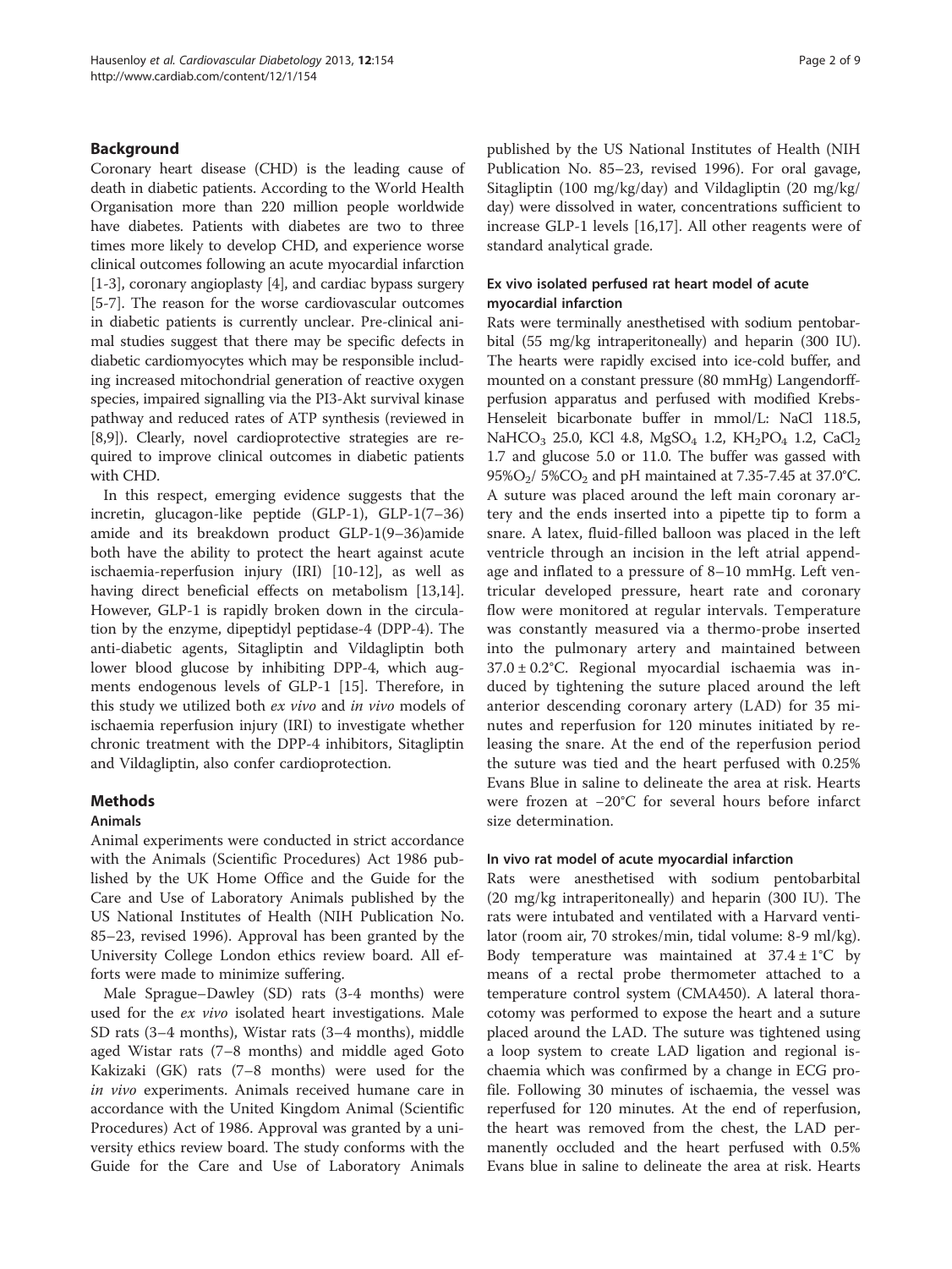## Background

Coronary heart disease (CHD) is the leading cause of death in diabetic patients. According to the World Health Organisation more than 220 million people worldwide have diabetes. Patients with diabetes are two to three times more likely to develop CHD, and experience worse clinical outcomes following an acute myocardial infarction [1-3], coronary angioplasty [4], and cardiac bypass surgery [5-7]. The reason for the worse cardiovascular outcomes in diabetic patients is currently unclear. Pre-clinical animal studies suggest that there may be specific defects in diabetic cardiomyocytes which may be responsible including increased mitochondrial generation of reactive oxygen species, impaired signalling via the PI3-Akt survival kinase pathway and reduced rates of ATP synthesis (reviewed in [8,9]). Clearly, novel cardioprotective strategies are required to improve clinical outcomes in diabetic patients with CHD.

In this respect, emerging evidence suggests that the incretin, glucagon-like peptide (GLP-1), GLP-1(7–36) amide and its breakdown product GLP-1(9–36)amide both have the ability to protect the heart against acute ischaemia-reperfusion injury (IRI) [10-12], as well as having direct beneficial effects on metabolism [13,14]. However, GLP-1 is rapidly broken down in the circulation by the enzyme, dipeptidyl peptidase-4 (DPP-4). The anti-diabetic agents, Sitagliptin and Vildagliptin both lower blood glucose by inhibiting DPP-4, which augments endogenous levels of GLP-1 [15]. Therefore, in this study we utilized both *ex vivo* and *in vivo* models of ischaemia reperfusion injury (IRI) to investigate whether chronic treatment with the DPP-4 inhibitors, Sitagliptin and Vildagliptin, also confer cardioprotection.

## Methods

### Animals

Animal experiments were conducted in strict accordance with the Animals (Scientific Procedures) Act 1986 published by the UK Home Office and the Guide for the Care and Use of Laboratory Animals published by the US National Institutes of Health (NIH Publication No. 85–23, revised 1996). Approval has been granted by the University College London ethics review board. All efforts were made to minimize suffering.

Male Sprague–Dawley (SD) rats (3-4 months) were used for the *ex vivo* isolated heart investigations. Male SD rats (3–4 months), Wistar rats (3–4 months), middle aged Wistar rats (7–8 months) and middle aged Goto Kakizaki (GK) rats (7–8 months) were used for the *in vivo* experiments. Animals received humane care in accordance with the United Kingdom Animal (Scientific Procedures) Act of 1986. Approval was granted by a university ethics review board. The study conforms with the Guide for the Care and Use of Laboratory Animals published by the US National Institutes of Health (NIH Publication No. 85–23, revised 1996). For oral gavage, Sitagliptin (100 mg/kg/day) and Vildagliptin (20 mg/kg/day) were dissolved in water, concentrations sufficient to increase GLP-1 levels [16,17]. All other reagents were of standard analytical grade.

### Ex vivo isolated perfused rat heart model of acute myocardial infarction

Rats were terminally anesthetised with sodium pentobarbital (55 mg/kg intraperitoneally) and heparin (300 IU). The hearts were rapidly excised into ice-cold buffer, and mounted on a constant pressure (80 mmHg) Langendorff-perfusion apparatus and perfused with modified Krebs-Henseleit bicarbonate buffer in mmol/L: NaCl 118.5, $NaHCO_3$ 25.0, KCl 4.8, $MgSO_4$ 1.2, $KH_2PO_4$ 1.2, $CaCl_2$ 1.7 and glucose 5.0 or 11.0. The buffer was gassed with $95\%O_2$/ $5\%CO_2$ and pH maintained at 7.35-7.45 at 37.0°C. A suture was placed around the left main coronary artery and the ends inserted into a pipette tip to form a snare. A latex, fluid-filled balloon was placed in the left ventricle through an incision in the left atrial appendage and inflated to a pressure of 8–10 mmHg. Left ventricular developed pressure, heart rate and coronary flow were monitored at regular intervals. Temperature was constantly measured via a thermo-probe inserted into the pulmonary artery and maintained between $37.0 \pm 0.2$°C. Regional myocardial ischaemia was induced by tightening the suture placed around the left anterior descending coronary artery (LAD) for 35 minutes and reperfusion for 120 minutes initiated by releasing the snare. At the end of the reperfusion period the suture was tied and the heart perfused with 0.25% Evans Blue in saline to delineate the area at risk. Hearts were frozen at −20°C for several hours before infarct size determination.

### In vivo rat model of acute myocardial infarction

Rats were anesthetised with sodium pentobarbital (20 mg/kg intraperitoneally) and heparin (300 IU). The rats were intubated and ventilated with a Harvard ventilator (room air, 70 strokes/min, tidal volume: 8-9 ml/kg). Body temperature was maintained at $37.4 \pm 1$°C by means of a rectal probe thermometer attached to a temperature control system (CMA450). A lateral thoracotomy was performed to expose the heart and a suture placed around the LAD. The suture was tightened using a loop system to create LAD ligation and regional ischaemia which was confirmed by a change in ECG profile. Following 30 minutes of ischaemia, the vessel was reperfused for 120 minutes. At the end of reperfusion, the heart was removed from the chest, the LAD permanently occluded and the heart perfused with 0.5% Evans blue in saline to delineate the area at risk. Hearts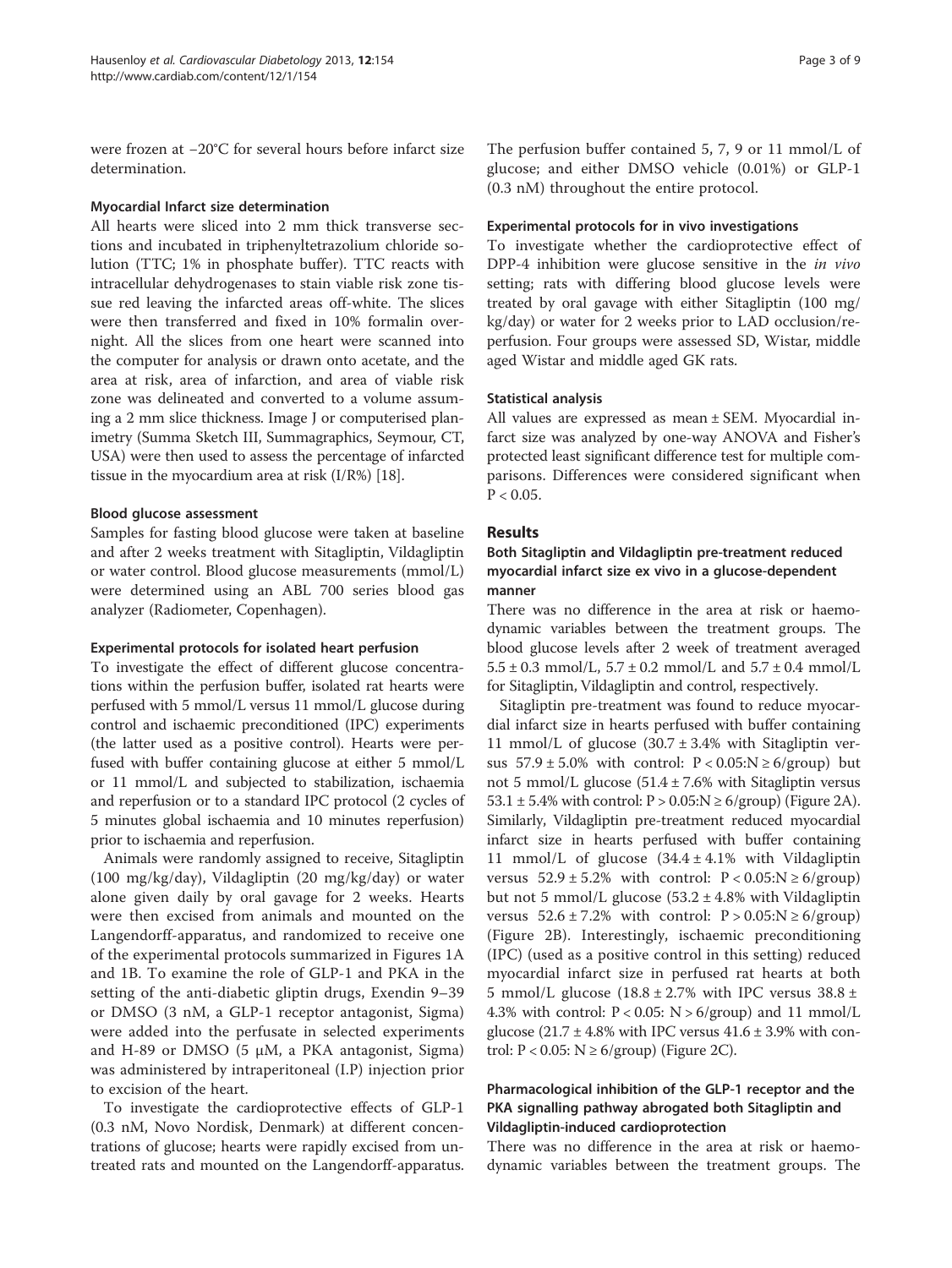were frozen at −20°C for several hours before infarct size determination.

### Myocardial Infarct size determination

All hearts were sliced into 2 mm thick transverse sections and incubated in triphenyltetrazolium chloride solution (TTC; 1% in phosphate buffer). TTC reacts with intracellular dehydrogenases to stain viable risk zone tissue red leaving the infarcted areas off-white. The slices were then transferred and fixed in 10% formalin overnight. All the slices from one heart were scanned into the computer for analysis or drawn onto acetate, and the area at risk, area of infarction, and area of viable risk zone was delineated and converted to a volume assuming a 2 mm slice thickness. Image J or computerised planimetry (Summa Sketch III, Summagraphics, Seymour, CT, USA) were then used to assess the percentage of infarcted tissue in the myocardium area at risk (I/R%) [18].

### Blood glucose assessment

Samples for fasting blood glucose were taken at baseline and after 2 weeks treatment with Sitagliptin, Vildagliptin or water control. Blood glucose measurements (mmol/L) were determined using an ABL 700 series blood gas analyzer (Radiometer, Copenhagen).

### Experimental protocols for isolated heart perfusion

To investigate the effect of different glucose concentrations within the perfusion buffer, isolated rat hearts were perfused with 5 mmol/L versus 11 mmol/L glucose during control and ischaemic preconditioned (IPC) experiments (the latter used as a positive control). Hearts were perfused with buffer containing glucose at either 5 mmol/L or 11 mmol/L and subjected to stabilization, ischaemia and reperfusion or to a standard IPC protocol (2 cycles of 5 minutes global ischaemia and 10 minutes reperfusion) prior to ischaemia and reperfusion.

Animals were randomly assigned to receive, Sitagliptin (100 mg/kg/day), Vildagliptin (20 mg/kg/day) or water alone given daily by oral gavage for 2 weeks. Hearts were then excised from animals and mounted on the Langendorff-apparatus, and randomized to receive one of the experimental protocols summarized in Figures 1A and 1B. To examine the role of GLP-1 and PKA in the setting of the anti-diabetic gliptin drugs, Exendin 9–39 or DMSO (3 nM, a GLP-1 receptor antagonist, Sigma) were added into the perfusate in selected experiments and H-89 or DMSO (5 μM, a PKA antagonist, Sigma) was administered by intraperitoneal (I.P) injection prior to excision of the heart.

To investigate the cardioprotective effects of GLP-1 (0.3 nM, Novo Nordisk, Denmark) at different concentrations of glucose; hearts were rapidly excised from untreated rats and mounted on the Langendorff-apparatus. The perfusion buffer contained 5, 7, 9 or 11 mmol/L of glucose; and either DMSO vehicle (0.01%) or GLP-1 (0.3 nM) throughout the entire protocol.

### Experimental protocols for in vivo investigations

To investigate whether the cardioprotective effect of DPP-4 inhibition were glucose sensitive in the *in vivo* setting; rats with differing blood glucose levels were treated by oral gavage with either Sitagliptin (100 mg/kg/day) or water for 2 weeks prior to LAD occlusion/reperfusion. Four groups were assessed SD, Wistar, middle aged Wistar and middle aged GK rats.

### Statistical analysis

All values are expressed as mean ± SEM. Myocardial infarct size was analyzed by one-way ANOVA and Fisher's protected least significant difference test for multiple comparisons. Differences were considered significant when $P < 0.05$.

## Results

### Both Sitagliptin and Vildagliptin pre-treatment reduced myocardial infarct size ex vivo in a glucose-dependent manner

There was no difference in the area at risk or haemodynamic variables between the treatment groups. The blood glucose levels after 2 week of treatment averaged 5.5 ± 0.3 mmol/L, 5.7 ± 0.2 mmol/L and 5.7 ± 0.4 mmol/L for Sitagliptin, Vildagliptin and control, respectively.

Sitagliptin pre-treatment was found to reduce myocardial infarct size in hearts perfused with buffer containing 11 mmol/L of glucose (30.7 ± 3.4% with Sitagliptin versus 57.9 ± 5.0% with control: $P < 0.05$:N ≥ 6/group) but not 5 mmol/L glucose (51.4 ± 7.6% with Sitagliptin versus 53.1 ± 5.4% with control: $P > 0.05$:N ≥ 6/group) (Figure 2A). Similarly, Vildagliptin pre-treatment reduced myocardial infarct size in hearts perfused with buffer containing 11 mmol/L of glucose (34.4 ± 4.1% with Vildagliptin versus 52.9 ± 5.2% with control: $P < 0.05$:N ≥ 6/group) but not 5 mmol/L glucose (53.2 ± 4.8% with Vildagliptin versus 52.6 ± 7.2% with control: $P > 0.05$:N ≥ 6/group) (Figure 2B). Interestingly, ischaemic preconditioning (IPC) (used as a positive control in this setting) reduced myocardial infarct size in perfused rat hearts at both 5 mmol/L glucose (18.8 ± 2.7% with IPC versus 38.8 ± 4.3% with control: $P < 0.05$: N > 6/group) and 11 mmol/L glucose (21.7 ± 4.8% with IPC versus 41.6 ± 3.9% with control: $P < 0.05$: N ≥ 6/group) (Figure 2C).

### Pharmacological inhibition of the GLP-1 receptor and the PKA signalling pathway abrogated both Sitagliptin and Vildagliptin-induced cardioprotection

There was no difference in the area at risk or haemodynamic variables between the treatment groups. The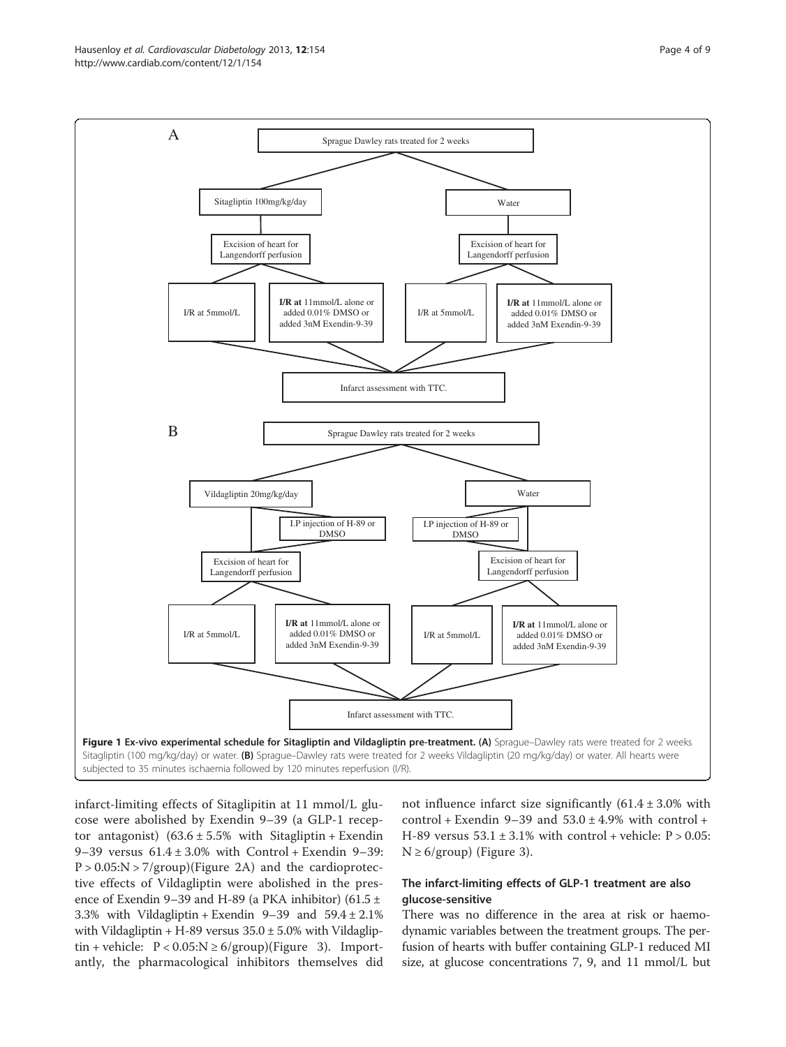A

Sprague Dawley rats treated for 2 weeks

Sitagliptin 100mg/kg/day | Water

Excision of heart for Langendorff perfusion

I/R at 5mmol/L | **I/R at** 11mmol/L alone or added 0.01% DMSO or added 3nM Exendin-9-39

Infarct assessment with TTC.

B

Sprague Dawley rats treated for 2 weeks

Vildagliptin 20mg/kg/day | Water

I.P injection of H-89 or DMSO

Excision of heart for Langendorff perfusion

I/R at 5mmol/L | **I/R at** 11mmol/L alone or added 0.01% DMSO or added 3nM Exendin-9-39

Infarct assessment with TTC.

**Figure 1 Ex-vivo experimental schedule for Sitagliptin and Vildagliptin pre-treatment. (A)** Sprague–Dawley rats were treated for 2 weeks Sitagliptin (100 mg/kg/day) or water. **(B)** Sprague–Dawley rats were treated for 2 weeks Vildagliptin (20 mg/kg/day) or water. All hearts were subjected to 35 minutes ischaemia followed by 120 minutes reperfusion (I/R).

infarct-limiting effects of Sitaglipitin at 11 mmol/L glucose were abolished by Exendin 9–39 (a GLP-1 receptor antagonist) ($63.6 \pm 5.5\%$ with Sitagliptin + Exendin 9–39 versus $61.4 \pm 3.0\%$ with Control + Exendin 9–39: $P > 0.05$:$N > 7$/group)(Figure 2A) and the cardioprotective effects of Vildagliptin were abolished in the presence of Exendin 9–39 and H-89 (a PKA inhibitor) ($61.5 \pm 3.3\%$ with Vildagliptin + Exendin 9–39 and $59.4 \pm 2.1\%$ with Vildagliptin + H-89 versus $35.0 \pm 5.0\%$ with Vildagliptin + vehicle: $P < 0.05$:$N \geq 6$/group)(Figure 3). Importantly, the pharmacological inhibitors themselves did not influence infarct size significantly ($61.4 \pm 3.0\%$ with control + Exendin 9–39 and $53.0 \pm 4.9\%$ with control + H-89 versus $53.1 \pm 3.1\%$ with control + vehicle: $P > 0.05$: $N \geq 6$/group) (Figure 3).

### The infarct-limiting effects of GLP-1 treatment are also glucose-sensitive

There was no difference in the area at risk or haemodynamic variables between the treatment groups. The perfusion of hearts with buffer containing GLP-1 reduced MI size, at glucose concentrations 7, 9, and 11 mmol/L but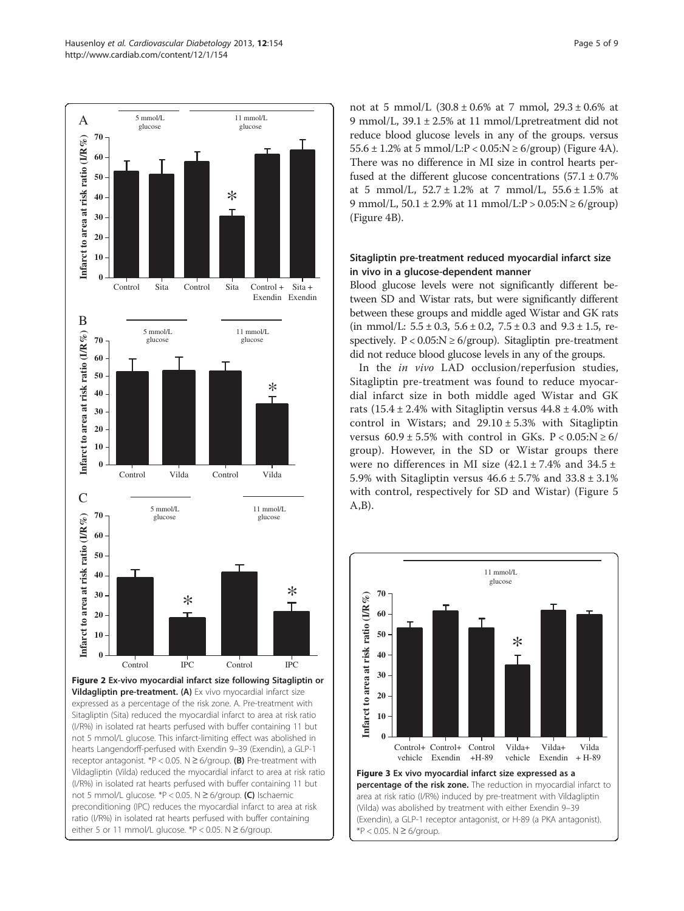Figure 2 Ex-vivo myocardial infarct size following Sitagliptin or Vildagliptin pre-treatment. (A) Ex vivo myocardial infarct size expressed as a percentage of the risk zone. A. Pre-treatment with Sitagliptin (Sita) reduced the myocardial infarct to area at risk ratio (I/R%) in isolated rat hearts perfused with buffer containing 11 but not 5 mmol/L glucose. This infarct-limiting effect was abolished in hearts Langendorff-perfused with Exendin 9–39 (Exendin), a GLP-1 receptor antagonist. *P < 0.05. N ≥ 6/group. (B) Pre-treatment with Vildagliptin (Vilda) reduced the myocardial infarct to area at risk ratio (I/R%) in isolated rat hearts perfused with buffer containing 11 but not 5 mmol/L glucose. *P < 0.05. N ≥ 6/group. (C) Ischaemic preconditioning (IPC) reduces the myocardial infarct to area at risk ratio (I/R%) in isolated rat hearts perfused with buffer containing either 5 or 11 mmol/L glucose. *P < 0.05. N ≥ 6/group.

not at 5 mmol/L (30.8 ± 0.6% at 7 mmol, 29.3 ± 0.6% at 9 mmol/L, 39.1 ± 2.5% at 11 mmol/Lpretreatment did not reduce blood glucose levels in any of the groups. versus 55.6 ± 1.2% at 5 mmol/L:P < 0.05:N ≥ 6/group) (Figure 4A). There was no difference in MI size in control hearts perfused at the different glucose concentrations (57.1 ± 0.7% at 5 mmol/L, 52.7 ± 1.2% at 7 mmol/L, 55.6 ± 1.5% at 9 mmol/L, 50.1 ± 2.9% at 11 mmol/L:P > 0.05:N ≥ 6/group) (Figure 4B).

### Sitagliptin pre-treatment reduced myocardial infarct size in vivo in a glucose-dependent manner

Blood glucose levels were not significantly different between SD and Wistar rats, but were significantly different between these groups and middle aged Wistar and GK rats (in mmol/L: 5.5 ± 0.3, 5.6 ± 0.2, 7.5 ± 0.3 and 9.3 ± 1.5, respectively. P < 0.05:N ≥ 6/group). Sitagliptin pre-treatment did not reduce blood glucose levels in any of the groups.

In the *in vivo* LAD occlusion/reperfusion studies, Sitagliptin pre-treatment was found to reduce myocardial infarct size in both middle aged Wistar and GK rats (15.4 ± 2.4% with Sitagliptin versus 44.8 ± 4.0% with control in Wistars; and 29.10 ± 5.3% with Sitagliptin versus 60.9 ± 5.5% with control in GKs. P < 0.05:N ≥ 6/group). However, in the SD or Wistar groups there were no differences in MI size (42.1 ± 7.4% and 34.5 ± 5.9% with Sitagliptin versus 46.6 ± 5.7% and 33.8 ± 3.1% with control, respectively for SD and Wistar) (Figure 5 A,B).

Figure 3 Ex vivo myocardial infarct size expressed as a percentage of the risk zone. The reduction in myocardial infarct to area at risk ratio (I/R%) induced by pre-treatment with Vildagliptin (Vilda) was abolished by treatment with either Exendin 9–39 (Exendin), a GLP-1 receptor antagonist, or H-89 (a PKA antagonist). *P < 0.05. N ≥ 6/group.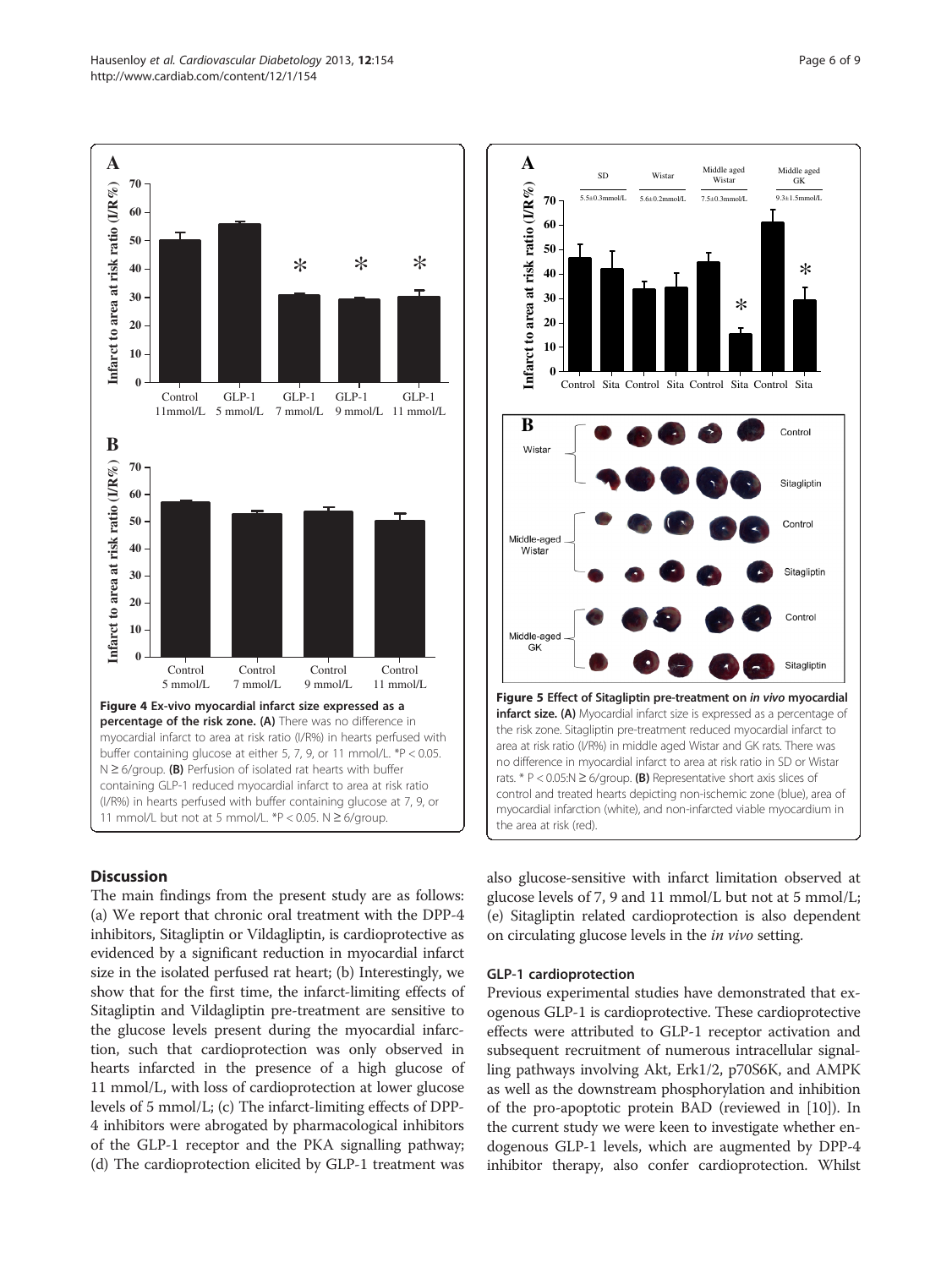**Figure 4 Ex-vivo myocardial infarct size expressed as a percentage of the risk zone. (A)** There was no difference in myocardial infarct to area at risk ratio (I/R%) in hearts perfused with buffer containing glucose at either 5, 7, 9, or 11 mmol/L. *P < 0.05. N ≥ 6/group. **(B)** Perfusion of isolated rat hearts with buffer containing GLP-1 reduced myocardial infarct to area at risk ratio (I/R%) in hearts perfused with buffer containing glucose at 7, 9, or 11 mmol/L but not at 5 mmol/L. *P < 0.05. N ≥ 6/group.

**Figure 5 Effect of Sitagliptin pre-treatment on *in vivo* myocardial infarct size. (A)** Myocardial infarct size is expressed as a percentage of the risk zone. Sitagliptin pre-treatment reduced myocardial infarct to area at risk ratio (I/R%) in middle aged Wistar and GK rats. There was no difference in myocardial infarct to area at risk ratio in SD or Wistar rats. * P < 0.05:N ≥ 6/group. **(B)** Representative short axis slices of control and treated hearts depicting non-ischemic zone (blue), area of myocardial infarction (white), and non-infarcted viable myocardium in the area at risk (red).

## Discussion

The main findings from the present study are as follows: (a) We report that chronic oral treatment with the DPP-4 inhibitors, Sitagliptin or Vildagliptin, is cardioprotective as evidenced by a significant reduction in myocardial infarct size in the isolated perfused rat heart; (b) Interestingly, we show that for the first time, the infarct-limiting effects of Sitagliptin and Vildagliptin pre-treatment are sensitive to the glucose levels present during the myocardial infarction, such that cardioprotection was only observed in hearts infarcted in the presence of a high glucose of 11 mmol/L, with loss of cardioprotection at lower glucose levels of 5 mmol/L; (c) The infarct-limiting effects of DPP-4 inhibitors were abrogated by pharmacological inhibitors of the GLP-1 receptor and the PKA signalling pathway; (d) The cardioprotection elicited by GLP-1 treatment was also glucose-sensitive with infarct limitation observed at glucose levels of 7, 9 and 11 mmol/L but not at 5 mmol/L; (e) Sitagliptin related cardioprotection is also dependent on circulating glucose levels in the *in vivo* setting.

### GLP-1 cardioprotection

Previous experimental studies have demonstrated that exogenous GLP-1 is cardioprotective. These cardioprotective effects were attributed to GLP-1 receptor activation and subsequent recruitment of numerous intracellular signalling pathways involving Akt, Erk1/2, p70S6K, and AMPK as well as the downstream phosphorylation and inhibition of the pro-apoptotic protein BAD (reviewed in [10]). In the current study we were keen to investigate whether endogenous GLP-1 levels, which are augmented by DPP-4 inhibitor therapy, also confer cardioprotection. Whilst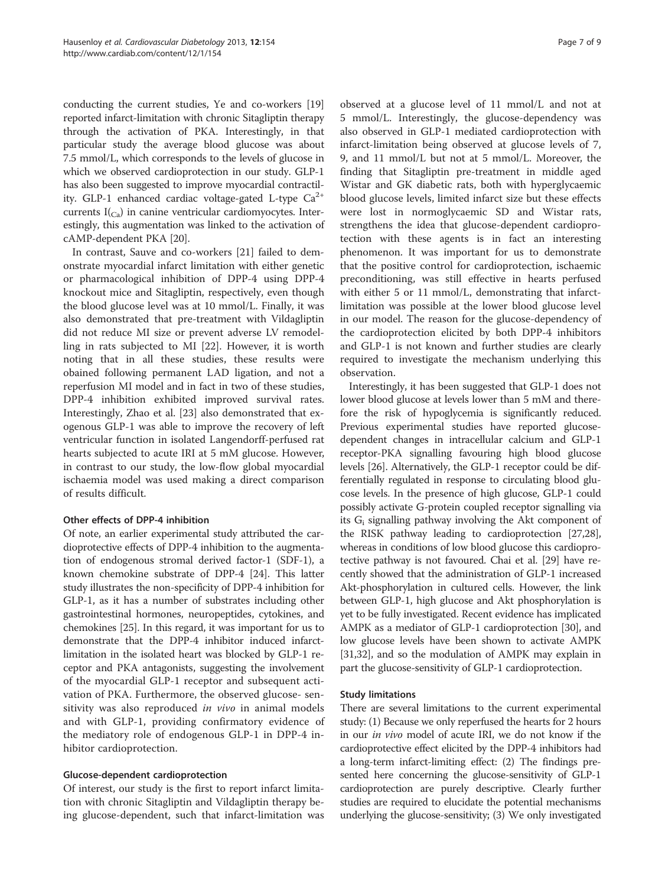conducting the current studies, Ye and co-workers [19] reported infarct-limitation with chronic Sitagliptin therapy through the activation of PKA. Interestingly, in that particular study the average blood glucose was about 7.5 mmol/L, which corresponds to the levels of glucose in which we observed cardioprotection in our study. GLP-1 has also been suggested to improve myocardial contractility. GLP-1 enhanced cardiac voltage-gated L-type $Ca^{2+}$ currents $I_{(Ca)}$ in canine ventricular cardiomyocytes. Interestingly, this augmentation was linked to the activation of cAMP-dependent PKA [20].

In contrast, Sauve and co-workers [21] failed to demonstrate myocardial infarct limitation with either genetic or pharmacological inhibition of DPP-4 using DPP-4 knockout mice and Sitagliptin, respectively, even though the blood glucose level was at 10 mmol/L. Finally, it was also demonstrated that pre-treatment with Vildagliptin did not reduce MI size or prevent adverse LV remodelling in rats subjected to MI [22]. However, it is worth noting that in all these studies, these results were obained following permanent LAD ligation, and not a reperfusion MI model and in fact in two of these studies, DPP-4 inhibition exhibited improved survival rates. Interestingly, Zhao et al. [23] also demonstrated that exogenous GLP-1 was able to improve the recovery of left ventricular function in isolated Langendorff-perfused rat hearts subjected to acute IRI at 5 mM glucose. However, in contrast to our study, the low-flow global myocardial ischaemia model was used making a direct comparison of results difficult.

### Other effects of DPP-4 inhibition

Of note, an earlier experimental study attributed the cardioprotective effects of DPP-4 inhibition to the augmentation of endogenous stromal derived factor-1 (SDF-1), a known chemokine substrate of DPP-4 [24]. This latter study illustrates the non-specificity of DPP-4 inhibition for GLP-1, as it has a number of substrates including other gastrointestinal hormones, neuropeptides, cytokines, and chemokines [25]. In this regard, it was important for us to demonstrate that the DPP-4 inhibitor induced infarct-limitation in the isolated heart was blocked by GLP-1 receptor and PKA antagonists, suggesting the involvement of the myocardial GLP-1 receptor and subsequent activation of PKA. Furthermore, the observed glucose- sensitivity was also reproduced *in vivo* in animal models and with GLP-1, providing confirmatory evidence of the mediatory role of endogenous GLP-1 in DPP-4 inhibitor cardioprotection.

### Glucose-dependent cardioprotection

Of interest, our study is the first to report infarct limitation with chronic Sitagliptin and Vildagliptin therapy being glucose-dependent, such that infarct-limitation was observed at a glucose level of 11 mmol/L and not at 5 mmol/L. Interestingly, the glucose-dependency was also observed in GLP-1 mediated cardioprotection with infarct-limitation being observed at glucose levels of 7, 9, and 11 mmol/L but not at 5 mmol/L. Moreover, the finding that Sitagliptin pre-treatment in middle aged Wistar and GK diabetic rats, both with hyperglycaemic blood glucose levels, limited infarct size but these effects were lost in normoglycaemic SD and Wistar rats, strengthens the idea that glucose-dependent cardioprotection with these agents is in fact an interesting phenomenon. It was important for us to demonstrate that the positive control for cardioprotection, ischaemic preconditioning, was still effective in hearts perfused with either 5 or 11 mmol/L, demonstrating that infarct-limitation was possible at the lower blood glucose level in our model. The reason for the glucose-dependency of the cardioprotection elicited by both DPP-4 inhibitors and GLP-1 is not known and further studies are clearly required to investigate the mechanism underlying this observation.

Interestingly, it has been suggested that GLP-1 does not lower blood glucose at levels lower than 5 mM and therefore the risk of hypoglycemia is significantly reduced. Previous experimental studies have reported glucose-dependent changes in intracellular calcium and GLP-1 receptor-PKA signalling favouring high blood glucose levels [26]. Alternatively, the GLP-1 receptor could be differentially regulated in response to circulating blood glucose levels. In the presence of high glucose, GLP-1 could possibly activate G-protein coupled receptor signalling via its $G_i$ signalling pathway involving the Akt component of the RISK pathway leading to cardioprotection [27,28], whereas in conditions of low blood glucose this cardioprotective pathway is not favoured. Chai et al. [29] have recently showed that the administration of GLP-1 increased Akt-phosphorylation in cultured cells. However, the link between GLP-1, high glucose and Akt phosphorylation is yet to be fully investigated. Recent evidence has implicated AMPK as a mediator of GLP-1 cardioprotection [30], and low glucose levels have been shown to activate AMPK [31,32], and so the modulation of AMPK may explain in part the glucose-sensitivity of GLP-1 cardioprotection.

### Study limitations

There are several limitations to the current experimental study: (1) Because we only reperfused the hearts for 2 hours in our *in vivo* model of acute IRI, we do not know if the cardioprotective effect elicited by the DPP-4 inhibitors had a long-term infarct-limiting effect: (2) The findings presented here concerning the glucose-sensitivity of GLP-1 cardioprotection are purely descriptive. Clearly further studies are required to elucidate the potential mechanisms underlying the glucose-sensitivity; (3) We only investigated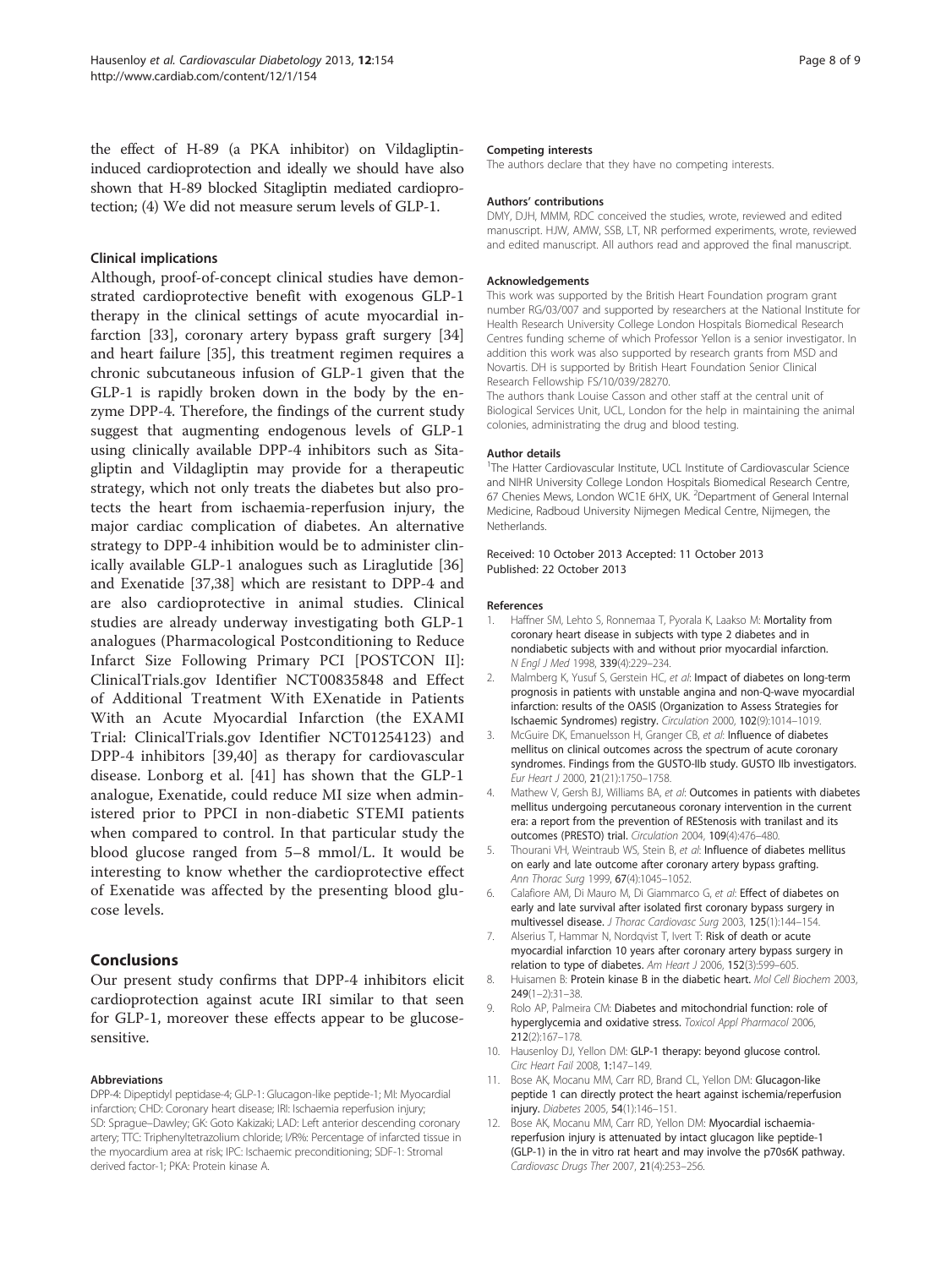the effect of H-89 (a PKA inhibitor) on Vildagliptin-induced cardioprotection and ideally we should have also shown that H-89 blocked Sitagliptin mediated cardioprotection; (4) We did not measure serum levels of GLP-1.

### Clinical implications

Although, proof-of-concept clinical studies have demonstrated cardioprotective benefit with exogenous GLP-1 therapy in the clinical settings of acute myocardial infarction [33], coronary artery bypass graft surgery [34] and heart failure [35], this treatment regimen requires a chronic subcutaneous infusion of GLP-1 given that the GLP-1 is rapidly broken down in the body by the enzyme DPP-4. Therefore, the findings of the current study suggest that augmenting endogenous levels of GLP-1 using clinically available DPP-4 inhibitors such as Sitagliptin and Vildagliptin may provide for a therapeutic strategy, which not only treats the diabetes but also protects the heart from ischaemia-reperfusion injury, the major cardiac complication of diabetes. An alternative strategy to DPP-4 inhibition would be to administer clinically available GLP-1 analogues such as Liraglutide [36] and Exenatide [37,38] which are resistant to DPP-4 and are also cardioprotective in animal studies. Clinical studies are already underway investigating both GLP-1 analogues (Pharmacological Postconditioning to Reduce Infarct Size Following Primary PCI [POSTCON II]: ClinicalTrials.gov Identifier NCT00835848 and Effect of Additional Treatment With EXenatide in Patients With an Acute Myocardial Infarction (the EXAMI Trial: ClinicalTrials.gov Identifier NCT01254123) and DPP-4 inhibitors [39,40] as therapy for cardiovascular disease. Lonborg et al. [41] has shown that the GLP-1 analogue, Exenatide, could reduce MI size when administered prior to PPCI in non-diabetic STEMI patients when compared to control. In that particular study the blood glucose ranged from 5–8 mmol/L. It would be interesting to know whether the cardioprotective effect of Exenatide was affected by the presenting blood glucose levels.

## Conclusions

Our present study confirms that DPP-4 inhibitors elicit cardioprotection against acute IRI similar to that seen for GLP-1, moreover these effects appear to be glucose-sensitive.

#### Abbreviations

DPP-4: Dipeptidyl peptidase-4; GLP-1: Glucagon-like peptide-1; MI: Myocardial infarction; CHD: Coronary heart disease; IRI: Ischaemia reperfusion injury; SD: Sprague–Dawley; GK: Goto Kakizaki; LAD: Left anterior descending coronary artery; TTC: Triphenyltetrazolium chloride; I/R%: Percentage of infarcted tissue in the myocardium area at risk; IPC: Ischaemic preconditioning; SDF-1: Stromal derived factor-1; PKA: Protein kinase A.

#### Competing interests

The authors declare that they have no competing interests.

#### Authors' contributions

DMY, DJH, MMM, RDC conceived the studies, wrote, reviewed and edited manuscript. HJW, AMW, SSB, LT, NR performed experiments, wrote, reviewed and edited manuscript. All authors read and approved the final manuscript.

#### Acknowledgements

This work was supported by the British Heart Foundation program grant number RG/03/007 and supported by researchers at the National Institute for Health Research University College London Hospitals Biomedical Research Centres funding scheme of which Professor Yellon is a senior investigator. In addition this work was also supported by research grants from MSD and Novartis. DH is supported by British Heart Foundation Senior Clinical Research Fellowship FS/10/039/28270.

The authors thank Louise Casson and other staff at the central unit of Biological Services Unit, UCL, London for the help in maintaining the animal colonies, administrating the drug and blood testing.

#### Author details

[1]The Hatter Cardiovascular Institute, UCL Institute of Cardiovascular Science and NIHR University College London Hospitals Biomedical Research Centre, 67 Chenies Mews, London WC1E 6HX, UK. [2]Department of General Internal Medicine, Radboud University Nijmegen Medical Centre, Nijmegen, the Netherlands.

Received: 10 October 2013 Accepted: 11 October 2013
Published: 22 October 2013

#### References

1. Haffner SM, Lehto S, Ronnemaa T, Pyorala K, Laakso M: **Mortality from coronary heart disease in subjects with type 2 diabetes and in nondiabetic subjects with and without prior myocardial infarction.** *N Engl J Med* 1998, **339**(4):229–234.
2. Malmberg K, Yusuf S, Gerstein HC, *et al*: **Impact of diabetes on long-term prognosis in patients with unstable angina and non-Q-wave myocardial infarction: results of the OASIS (Organization to Assess Strategies for Ischemic Syndromes) registry.** *Circulation* 2000, **102**(9):1014–1019.
3. McGuire DK, Emanuelsson H, Granger CB, *et al*: **Influence of diabetes mellitus on clinical outcomes across the spectrum of acute coronary syndromes. Findings from the GUSTO-IIb study. GUSTO IIb investigators.** *Eur Heart J* 2000, **21**(21):1750–1758.
4. Mathew V, Gersh BJ, Williams BA, *et al*: **Outcomes in patients with diabetes mellitus undergoing percutaneous coronary intervention in the current era: a report from the prevention of REStenosis with tranilast and its outcomes (PRESTO) trial.** *Circulation* 2004, **109**(4):476–480.
5. Thourani VH, Weintraub WS, Stein B, *et al*: **Influence of diabetes mellitus on early and late outcome after coronary artery bypass grafting.** *Ann Thorac Surg* 1999, **67**(4):1045–1052.
6. Calafiore AM, Di Mauro M, Di Giammarco G, *et al*: **Effect of diabetes on early and late survival after isolated first coronary bypass surgery in multivessel disease.** *J Thorac Cardiovasc Surg* 2003, **125**(1):144–154.
7. Alserius T, Hammar N, Nordqvist T, Ivert T: **Risk of death or acute myocardial infarction 10 years after coronary artery bypass surgery in relation to type of diabetes.** *Am Heart J* 2006, **152**(3):599–605.
8. Huisamen B: **Protein kinase B in the diabetic heart.** *Mol Cell Biochem* 2003, **249**(1–2):31–38.
9. Rolo AP, Palmeira CM: **Diabetes and mitochondrial function: role of hyperglycemia and oxidative stress.** *Toxicol Appl Pharmacol* 2006, **212**(2):167–178.
10. Hausenloy DJ, Yellon DM: **GLP-1 therapy: beyond glucose control.** *Circ Heart Fail* 2008, **1**:147–149.
11. Bose AK, Mocanu MM, Carr RD, Brand CL, Yellon DM: **Glucagon-like peptide 1 can directly protect the heart against ischemia/reperfusion injury.** *Diabetes* 2005, **54**(1):146–151.
12. Bose AK, Mocanu MM, Carr RD, Yellon DM: **Myocardial ischaemia-reperfusion injury is attenuated by intact glucagon like peptide-1 (GLP-1) in the in vitro rat heart and may involve the p70s6K pathway.** *Cardiovasc Drugs Ther* 2007, **21**(4):253–256.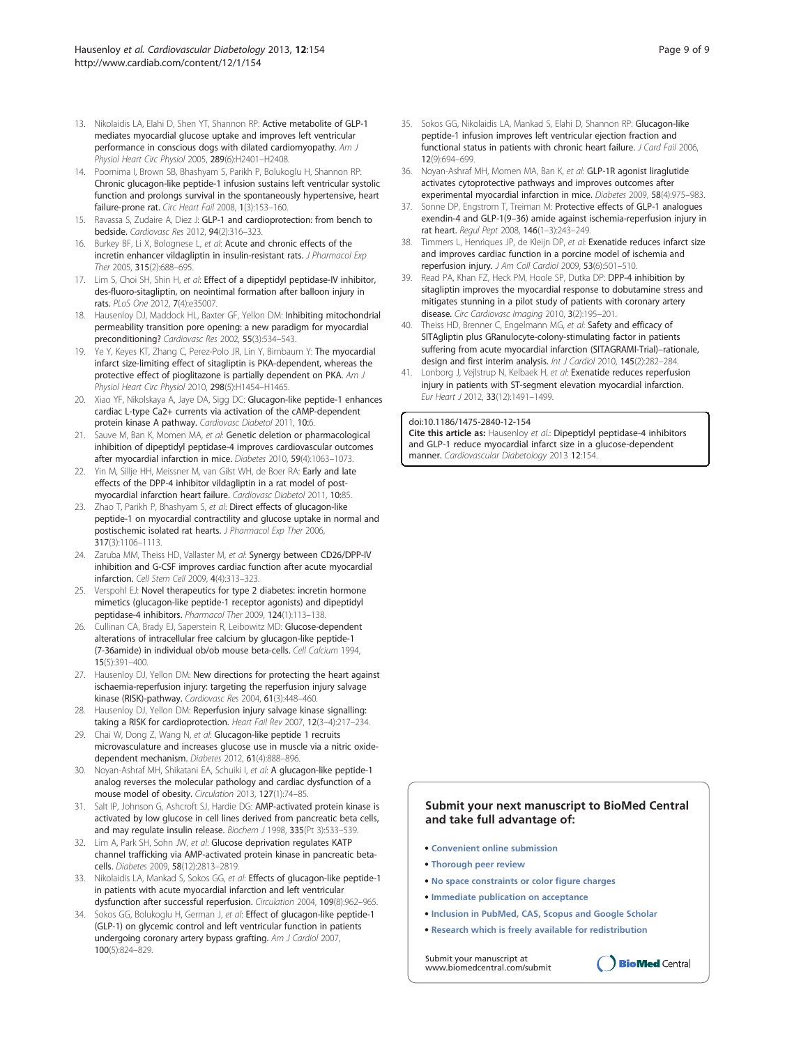13. Nikolaidis LA, Elahi D, Shen YT, Shannon RP: **Active metabolite of GLP-1 mediates myocardial glucose uptake and improves left ventricular performance in conscious dogs with dilated cardiomyopathy.** *Am J Physiol Heart Circ Physiol* 2005, **289**(6):H2401–H2408.
14. Poornima I, Brown SB, Bhashyam S, Parikh P, Bolukoglu H, Shannon RP: **Chronic glucagon-like peptide-1 infusion sustains left ventricular systolic function and prolongs survival in the spontaneously hypertensive, heart failure-prone rat.** *Circ Heart Fail* 2008, **1**(3):153–160.
15. Ravassa S, Zudaire A, Diez J: **GLP-1 and cardioprotection: from bench to bedside.** *Cardiovasc Res* 2012, **94**(2):316–323.
16. Burkey BF, Li X, Bolognese L, *et al*: **Acute and chronic effects of the incretin enhancer vildagliptin in insulin-resistant rats.** *J Pharmacol Exp Ther* 2005, **315**(2):688–695.
17. Lim S, Choi SH, Shin H, *et al*: **Effect of a dipeptidyl peptidase-IV inhibitor, des-fluoro-sitagliptin, on neointimal formation after balloon injury in rats.** *PLoS One* 2012, **7**(4):e35007.
18. Hausenloy DJ, Maddock HL, Baxter GF, Yellon DM: **Inhibiting mitochondrial permeability transition pore opening: a new paradigm for myocardial preconditioning?** *Cardiovasc Res* 2002, **55**(3):534–543.
19. Ye Y, Keyes KT, Zhang C, Perez-Polo JR, Lin Y, Birnbaum Y: **The myocardial infarct size-limiting effect of sitagliptin is PKA-dependent, whereas the protective effect of pioglitazone is partially dependent on PKA.** *Am J Physiol Heart Circ Physiol* 2010, **298**(5):H1454–H1465.
20. Xiao YF, Nikolskaya A, Jaye DA, Sigg DC: **Glucagon-like peptide-1 enhances cardiac L-type Ca2+ currents via activation of the cAMP-dependent protein kinase A pathway.** *Cardiovasc Diabetol* 2011, **10**:6.
21. Sauve M, Ban K, Momen MA, *et al*: **Genetic deletion or pharmacological inhibition of dipeptidyl peptidase-4 improves cardiovascular outcomes after myocardial infarction in mice.** *Diabetes* 2010, **59**(4):1063–1073.
22. Yin M, Sillje HH, Meissner M, van Gilst WH, de Boer RA: **Early and late effects of the DPP-4 inhibitor vildagliptin in a rat model of post-myocardial infarction heart failure.** *Cardiovasc Diabetol* 2011, **10**:85.
23. Zhao T, Parikh P, Bhashyam S, *et al*: **Direct effects of glucagon-like peptide-1 on myocardial contractility and glucose uptake in normal and postischemic isolated rat hearts.** *J Pharmacol Exp Ther* 2006, **317**(3):1106–1113.
24. Zaruba MM, Theiss HD, Vallaster M, *et al*: **Synergy between CD26/DPP-IV inhibition and G-CSF improves cardiac function after acute myocardial infarction.** *Cell Stem Cell* 2009, **4**(4):313–323.
25. Verspohl EJ: **Novel therapeutics for type 2 diabetes: incretin hormone mimetics (glucagon-like peptide-1 receptor agonists) and dipeptidyl peptidase-4 inhibitors.** *Pharmacol Ther* 2009, **124**(1):113–138.
26. Cullinan CA, Brady EJ, Saperstein R, Leibowitz MD: **Glucose-dependent alterations of intracellular free calcium by glucagon-like peptide-1 (7-36amide) in individual ob/ob mouse beta-cells.** *Cell Calcium* 1994, **15**(5):391–400.
27. Hausenloy DJ, Yellon DM: **New directions for protecting the heart against ischaemia-reperfusion injury: targeting the reperfusion injury salvage kinase (RISK)-pathway.** *Cardiovasc Res* 2004, **61**(3):448–460.
28. Hausenloy DJ, Yellon DM: **Reperfusion injury salvage kinase signalling: taking a RISK for cardioprotection.** *Heart Fail Rev* 2007, **12**(3–4):217–234.
29. Chai W, Dong Z, Wang N, *et al*: **Glucagon-like peptide 1 recruits microvasculature and increases glucose use in muscle via a nitric oxide-dependent mechanism.** *Diabetes* 2012, **61**(4):888–896.
30. Noyan-Ashraf MH, Shikatani EA, Schuiki I, *et al*: **A glucagon-like peptide-1 analog reverses the molecular pathology and cardiac dysfunction of a mouse model of obesity.** *Circulation* 2013, **127**(1):74–85.
31. Salt IP, Johnson G, Ashcroft SJ, Hardie DG: **AMP-activated protein kinase is activated by low glucose in cell lines derived from pancreatic beta cells, and may regulate insulin release.** *Biochem J* 1998, **335**(Pt 3):533–539.
32. Lim A, Park SH, Sohn JW, *et al*: **Glucose deprivation regulates KATP channel trafficking via AMP-activated protein kinase in pancreatic beta-cells.** *Diabetes* 2009, **58**(12):2813–2819.
33. Nikolaidis LA, Mankad S, Sokos GG, *et al*: **Effects of glucagon-like peptide-1 in patients with acute myocardial infarction and left ventricular dysfunction after successful reperfusion.** *Circulation* 2004, **109**(8):962–965.
34. Sokos GG, Bolukoglu H, German J, *et al*: **Effect of glucagon-like peptide-1 (GLP-1) on glycemic control and left ventricular function in patients undergoing coronary artery bypass grafting.** *Am J Cardiol* 2007, **100**(5):824–829.
35. Sokos GG, Nikolaidis LA, Mankad S, Elahi D, Shannon RP: **Glucagon-like peptide-1 infusion improves left ventricular ejection fraction and functional status in patients with chronic heart failure.** *J Card Fail* 2006, **12**(9):694–699.
36. Noyan-Ashraf MH, Momen MA, Ban K, *et al*: **GLP-1R agonist liraglutide activates cytoprotective pathways and improves outcomes after experimental myocardial infarction in mice.** *Diabetes* 2009, **58**(4):975–983.
37. Sonne DP, Engstrom T, Treiman M: **Protective effects of GLP-1 analogues exendin-4 and GLP-1(9–36) amide against ischemia-reperfusion injury in rat heart.** *Regul Pept* 2008, **146**(1–3):243–249.
38. Timmers L, Henriques JP, de Kleijn DP, *et al*: **Exenatide reduces infarct size and improves cardiac function in a porcine model of ischemia and reperfusion injury.** *J Am Coll Cardiol* 2009, **53**(6):501–510.
39. Read PA, Khan FZ, Heck PM, Hoole SP, Dutka DP: **DPP-4 inhibition by sitagliptin improves the myocardial response to dobutamine stress and mitigates stunning in a pilot study of patients with coronary artery disease.** *Circ Cardiovasc Imaging* 2010, **3**(2):195–201.
40. Theiss HD, Brenner C, Engelmann MG, *et al*: **Safety and efficacy of SITAgliptin plus GRanulocyte-colony-stimulating factor in patients suffering from acute myocardial infarction (SITAGRAMI-Trial)–rationale, design and first interim analysis.** *Int J Cardiol* 2010, **145**(2):282–284.
41. Lonborg J, Vejlstrup N, Kelbaek H, *et al*: **Exenatide reduces reperfusion injury in patients with ST-segment elevation myocardial infarction.** *Eur Heart J* 2012, **33**(12):1491–1499.

doi:10.1186/1475-2840-12-154
**Cite this article as:** Hausenloy *et al.*: Dipeptidyl peptidase-4 inhibitors and GLP-1 reduce myocardial infarct size in a glucose-dependent manner. *Cardiovascular Diabetology* 2013 **12**:154.

**Submit your next manuscript to BioMed Central and take full advantage of:**

- **Convenient online submission**
- **Thorough peer review**
- **No space constraints or color figure charges**
- **Immediate publication on acceptance**
- **Inclusion in PubMed, CAS, Scopus and Google Scholar**
- **Research which is freely available for redistribution**

Submit your manuscript at
www.biomedcentral.com/submit

BioMed Central